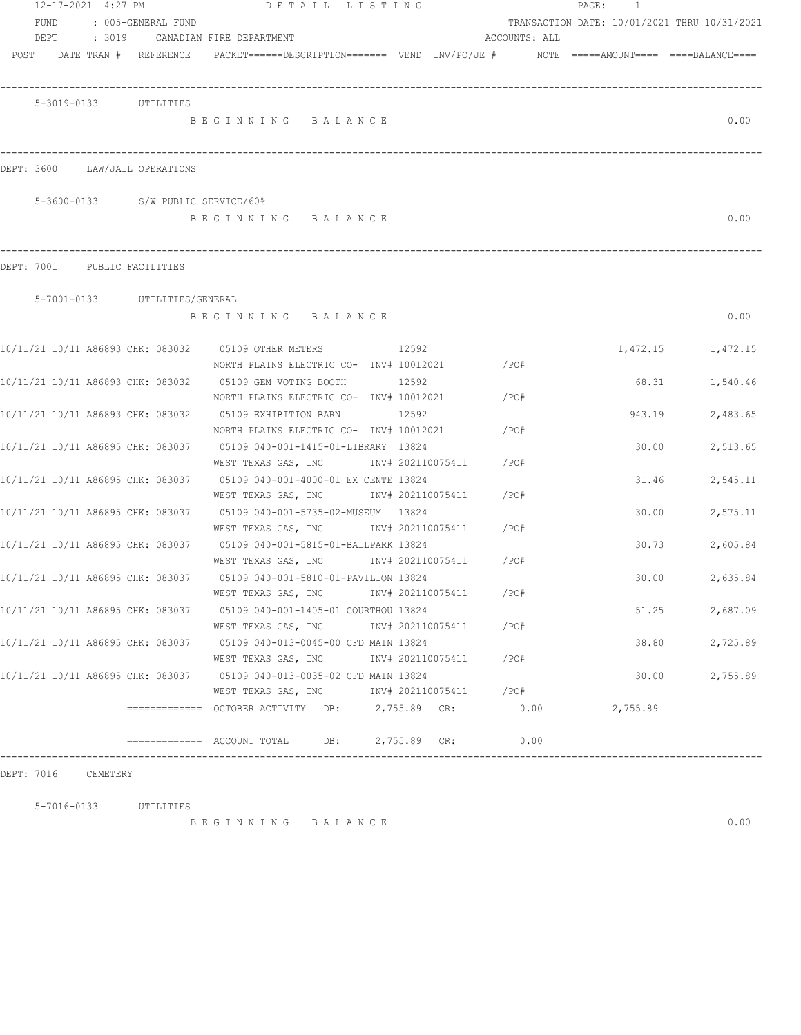12-17-2021 4:27 PM — DETAIL LISTING

FUND : 005-GENERAL FUND — TRANSACTION DATE: 10/01/2021 THRU 10/31/2021

DEPT : 3019 CANADIAN FIRE DEPARTMENT — ACCOUNTS: ALL

| POST | DATE | TRAN # | REFERENCE | PACKET | DESCRIPTION | VEND | INV/PO/JE # | NOTE | AMOUNT | BALANCE |
|---|---|---|---|---|---|---|---|---|---|---|

**5-3019-0133 UTILITIES**

B E G I N N I N G  B A L A N C E — 0.00

## DEPT: 3600 LAW/JAIL OPERATIONS

**5-3600-0133 S/W PUBLIC SERVICE/60%**

B E G I N N I N G  B A L A N C E — 0.00

## DEPT: 7001 PUBLIC FACILITIES

**5-7001-0133 UTILITIES/GENERAL**

B E G I N N I N G  B A L A N C E — 0.00

| POST | DATE | TRAN # | REFERENCE | PACKET | DESCRIPTION | VEND | INV/PO/JE # | AMOUNT | BALANCE |
|---|---|---|---|---|---|---|---|---|---|
| 10/11/21 | 10/11 | A86893 | CHK: 083032 | 05109 | OTHER METERS / NORTH PLAINS ELECTRIC CO- | 12592 | INV# 10012021 /PO# | 1,472.15 | 1,472.15 |
| 10/11/21 | 10/11 | A86893 | CHK: 083032 | 05109 | GEM VOTING BOOTH / NORTH PLAINS ELECTRIC CO- | 12592 | INV# 10012021 /PO# | 68.31 | 1,540.46 |
| 10/11/21 | 10/11 | A86893 | CHK: 083032 | 05109 | EXHIBITION BARN / NORTH PLAINS ELECTRIC CO- | 12592 | INV# 10012021 /PO# | 943.19 | 2,483.65 |
| 10/11/21 | 10/11 | A86895 | CHK: 083037 | 05109 | 040-001-1415-01-LIBRARY / WEST TEXAS GAS, INC | 13824 | INV# 202110075411 /PO# | 30.00 | 2,513.65 |
| 10/11/21 | 10/11 | A86895 | CHK: 083037 | 05109 | 040-001-4000-01 EX CENTE / WEST TEXAS GAS, INC | 13824 | INV# 202110075411 /PO# | 31.46 | 2,545.11 |
| 10/11/21 | 10/11 | A86895 | CHK: 083037 | 05109 | 040-001-5735-02-MUSEUM / WEST TEXAS GAS, INC | 13824 | INV# 202110075411 /PO# | 30.00 | 2,575.11 |
| 10/11/21 | 10/11 | A86895 | CHK: 083037 | 05109 | 040-001-5815-01-BALLPARK / WEST TEXAS GAS, INC | 13824 | INV# 202110075411 /PO# | 30.73 | 2,605.84 |
| 10/11/21 | 10/11 | A86895 | CHK: 083037 | 05109 | 040-001-5810-01-PAVILION / WEST TEXAS GAS, INC | 13824 | INV# 202110075411 /PO# | 30.00 | 2,635.84 |
| 10/11/21 | 10/11 | A86895 | CHK: 083037 | 05109 | 040-001-1405-01 COURTHOU / WEST TEXAS GAS, INC | 13824 | INV# 202110075411 /PO# | 51.25 | 2,687.09 |
| 10/11/21 | 10/11 | A86895 | CHK: 083037 | 05109 | 040-013-0045-00 CFD MAIN / WEST TEXAS GAS, INC | 13824 | INV# 202110075411 /PO# | 38.80 | 2,725.89 |
| 10/11/21 | 10/11 | A86895 | CHK: 083037 | 05109 | 040-013-0035-02 CFD MAIN / WEST TEXAS GAS, INC | 13824 | INV# 202110075411 /PO# | 30.00 | 2,755.89 |

============= OCTOBER ACTIVITY DB: 2,755.89 CR: 0.00 — 2,755.89

============= ACCOUNT TOTAL DB: 2,755.89 CR: 0.00

## DEPT: 7016 CEMETERY

**5-7016-0133 UTILITIES**

B E G I N N I N G  B A L A N C E — 0.00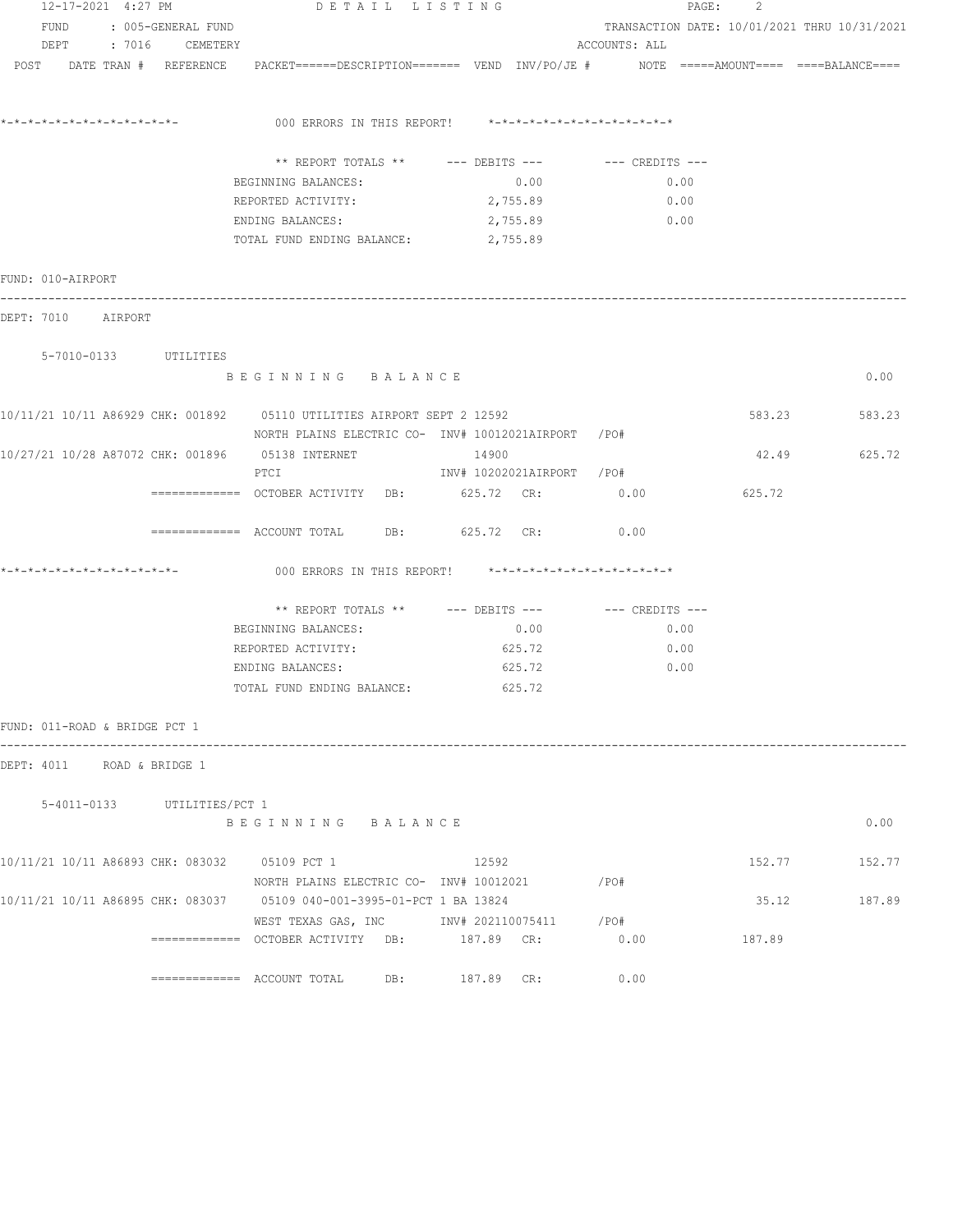12-17-2021 4:27 PM DETAIL LISTING PAGE: 2

FUND : 005-GENERAL FUND TRANSACTION DATE: 10/01/2021 THRU 10/31/2021

DEPT : 7016 CEMETERY ACCOUNTS: ALL

POST DATE TRAN # REFERENCE PACKET======DESCRIPTION======= VEND INV/PO/JE # NOTE =====AMOUNT==== ====BALANCE====

\*-\*-\*-\*-\*-\*-\*-\*-\*-\*-\*-\*-\*- 000 ERRORS IN THIS REPORT! \*-\*-\*-\*-\*-\*-\*-\*-\*-\*-\*-\*-\*-\*

| ** REPORT TOTALS ** | --- DEBITS --- | --- CREDITS --- |
|---|---|---|
| BEGINNING BALANCES: | 0.00 | 0.00 |
| REPORTED ACTIVITY: | 2,755.89 | 0.00 |
| ENDING BALANCES: | 2,755.89 | 0.00 |
| TOTAL FUND ENDING BALANCE: | 2,755.89 | |

FUND: 010-AIRPORT

DEPT: 7010 AIRPORT

5-7010-0133 UTILITIES

B E G I N N I N G B A L A N C E 0.00

| POST | DATE TRAN # | REFERENCE | PACKET/DESCRIPTION | VEND | INV/PO/JE # | AMOUNT | BALANCE |
|---|---|---|---|---|---|---|---|
| 10/11/21 | 10/11 A86929 | CHK: 001892 | 05110 UTILITIES AIRPORT SEPT 2 | 12592 | | 583.23 | 583.23 |
| | | | NORTH PLAINS ELECTRIC CO- | | INV# 10012021AIRPORT /PO# | | |
| 10/27/21 | 10/28 A87072 | CHK: 001896 | 05138 INTERNET | 14900 | | 42.49 | 625.72 |
| | | | PTCI | | INV# 10202021AIRPORT /PO# | | |

============= OCTOBER ACTIVITY DB: 625.72 CR: 0.00 625.72

============= ACCOUNT TOTAL DB: 625.72 CR: 0.00

\*-\*-\*-\*-\*-\*-\*-\*-\*-\*-\*-\*-\*- 000 ERRORS IN THIS REPORT! \*-\*-\*-\*-\*-\*-\*-\*-\*-\*-\*-\*-\*-\*

| ** REPORT TOTALS ** | --- DEBITS --- | --- CREDITS --- |
|---|---|---|
| BEGINNING BALANCES: | 0.00 | 0.00 |
| REPORTED ACTIVITY: | 625.72 | 0.00 |
| ENDING BALANCES: | 625.72 | 0.00 |
| TOTAL FUND ENDING BALANCE: | 625.72 | |

FUND: 011-ROAD & BRIDGE PCT 1

DEPT: 4011 ROAD & BRIDGE 1

5-4011-0133 UTILITIES/PCT 1

B E G I N N I N G B A L A N C E 0.00

| POST | DATE TRAN # | REFERENCE | PACKET/DESCRIPTION | VEND | INV/PO/JE # | AMOUNT | BALANCE |
|---|---|---|---|---|---|---|---|
| 10/11/21 | 10/11 A86893 | CHK: 083032 | 05109 PCT 1 | 12592 | | 152.77 | 152.77 |
| | | | NORTH PLAINS ELECTRIC CO- | | INV# 10012021 /PO# | | |
| 10/11/21 | 10/11 A86895 | CHK: 083037 | 05109 040-001-3995-01-PCT 1 BA | 13824 | | 35.12 | 187.89 |
| | | | WEST TEXAS GAS, INC | | INV# 202110075411 /PO# | | |

============= OCTOBER ACTIVITY DB: 187.89 CR: 0.00 187.89

============= ACCOUNT TOTAL DB: 187.89 CR: 0.00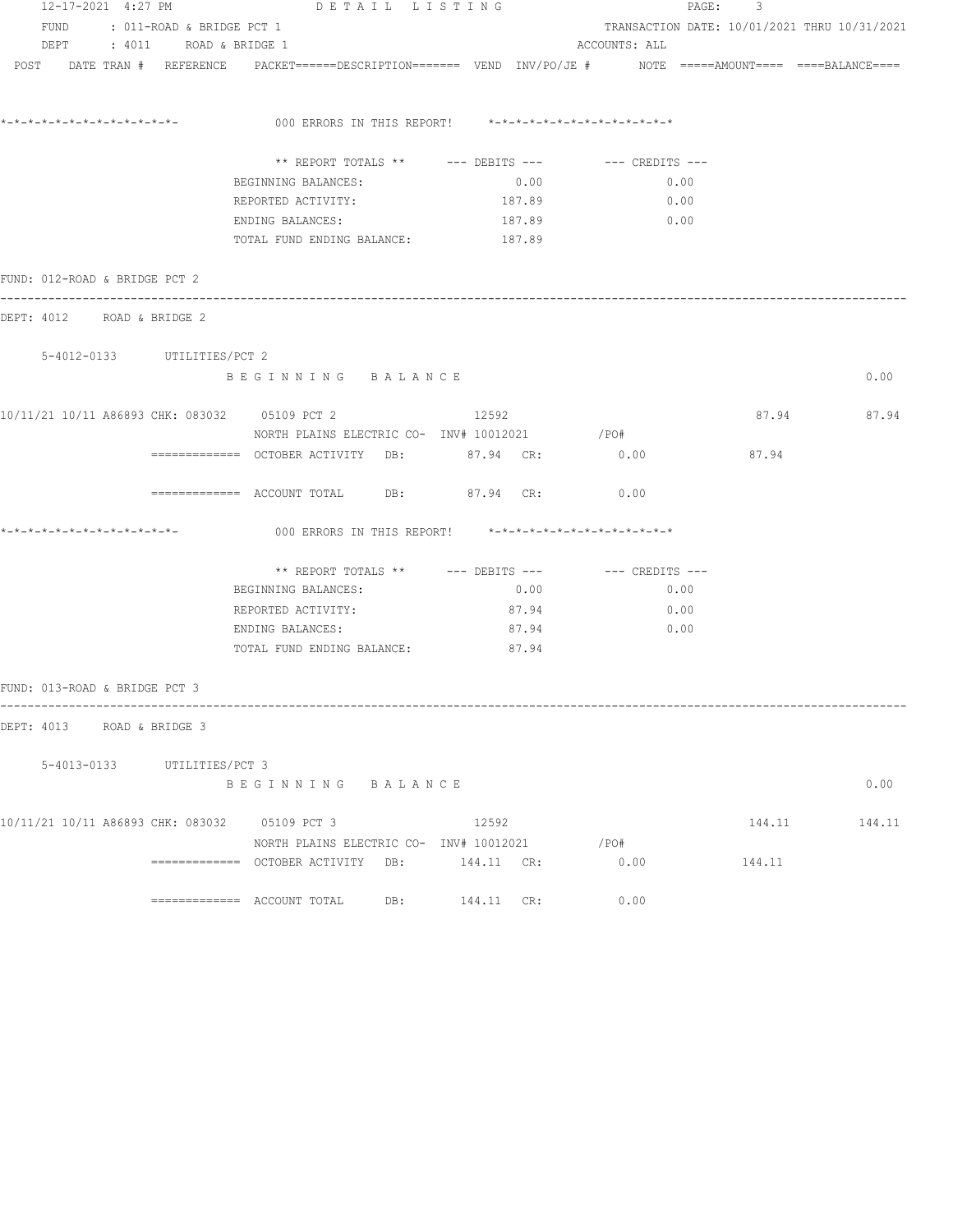FUND : 011-ROAD & BRIDGE PCT 1 TRANSACTION DATE: 10/01/2021 THRU 10/31/2021
DEPT : 4011 ROAD & BRIDGE 1 ACCOUNTS: ALL

POST DATE TRAN # REFERENCE PACKET======DESCRIPTION======= VEND INV/PO/JE # NOTE =====AMOUNT==== ====BALANCE====

*-*-*-*-*-*-*-*-*-*-*-*-*- 000 ERRORS IN THIS REPORT! *-*-*-*-*-*-*-*-*-*-*-*-*-*

| ** REPORT TOTALS ** | --- DEBITS --- | --- CREDITS --- |
|---|---|---|
| BEGINNING BALANCES: | 0.00 | 0.00 |
| REPORTED ACTIVITY: | 187.89 | 0.00 |
| ENDING BALANCES: | 187.89 | 0.00 |
| TOTAL FUND ENDING BALANCE: | 187.89 | |

FUND: 012-ROAD & BRIDGE PCT 2

DEPT: 4012 ROAD & BRIDGE 2

5-4012-0133 UTILITIES/PCT 2

B E G I N N I N G B A L A N C E 0.00

10/11/21 10/11 A86893 CHK: 083032 05109 PCT 2 12592 87.94 87.94
NORTH PLAINS ELECTRIC CO- INV# 10012021 /PO#

============= OCTOBER ACTIVITY DB: 87.94 CR: 0.00 87.94

============= ACCOUNT TOTAL DB: 87.94 CR: 0.00

*-*-*-*-*-*-*-*-*-*-*-*-*- 000 ERRORS IN THIS REPORT! *-*-*-*-*-*-*-*-*-*-*-*-*-*

| ** REPORT TOTALS ** | --- DEBITS --- | --- CREDITS --- |
|---|---|---|
| BEGINNING BALANCES: | 0.00 | 0.00 |
| REPORTED ACTIVITY: | 87.94 | 0.00 |
| ENDING BALANCES: | 87.94 | 0.00 |
| TOTAL FUND ENDING BALANCE: | 87.94 | |

FUND: 013-ROAD & BRIDGE PCT 3

DEPT: 4013 ROAD & BRIDGE 3

5-4013-0133 UTILITIES/PCT 3

B E G I N N I N G B A L A N C E 0.00

10/11/21 10/11 A86893 CHK: 083032 05109 PCT 3 12592 144.11 144.11
NORTH PLAINS ELECTRIC CO- INV# 10012021 /PO#

============= OCTOBER ACTIVITY DB: 144.11 CR: 0.00 144.11

============= ACCOUNT TOTAL DB: 144.11 CR: 0.00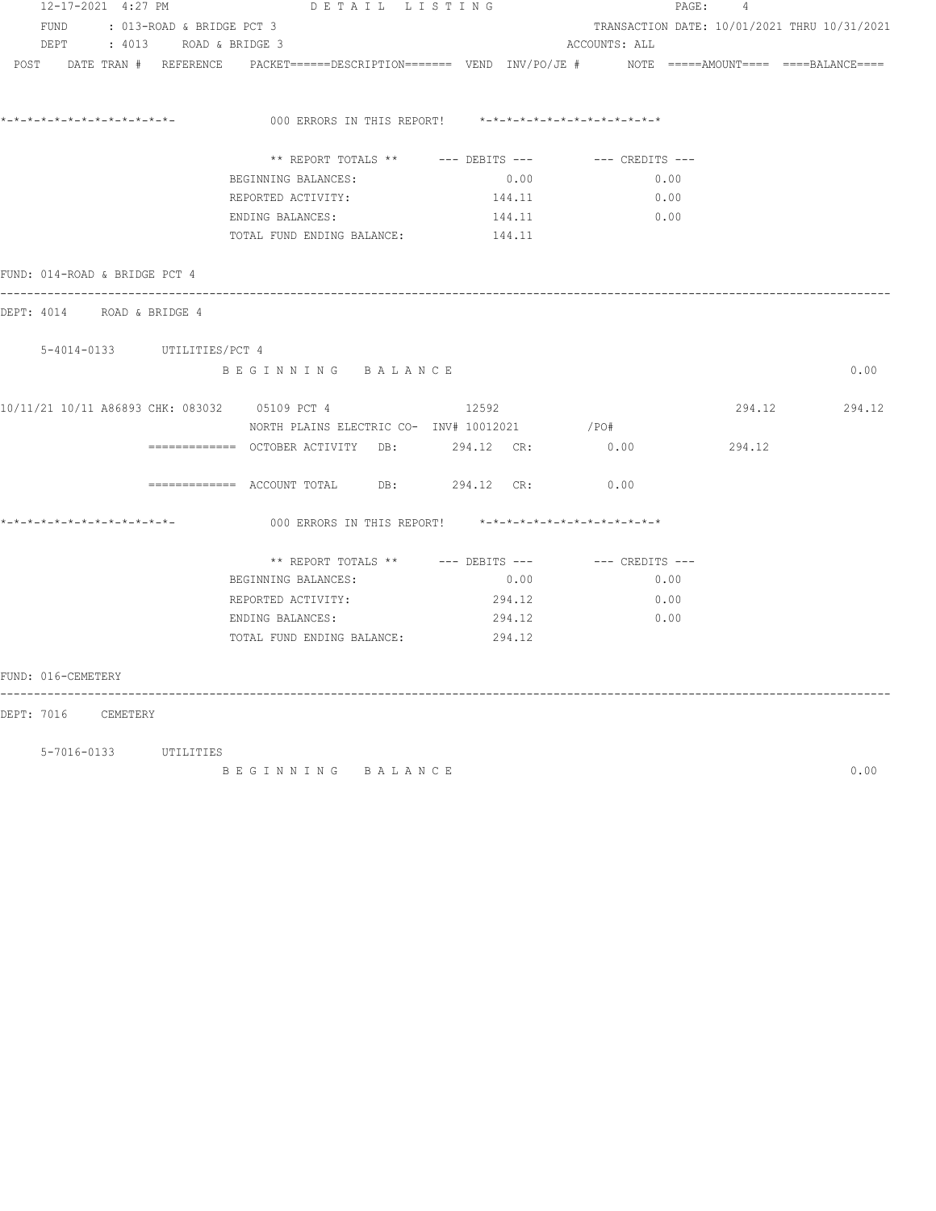FUND : 013-ROAD & BRIDGE PCT 3
DEPT : 4013 ROAD & BRIDGE 3

DETAIL LISTING

TRANSACTION DATE: 10/01/2021 THRU 10/31/2021
ACCOUNTS: ALL

POST DATE TRAN # REFERENCE PACKET======DESCRIPTION======= VEND INV/PO/JE # NOTE =====AMOUNT==== ====BALANCE====

*-*-*-*-*-*-*-*-*-*-*-*-*- 000 ERRORS IN THIS REPORT! *-*-*-*-*-*-*-*-*-*-*-*-*-*

| ** REPORT TOTALS ** | --- DEBITS --- | --- CREDITS --- |
|---|---|---|
| BEGINNING BALANCES: | 0.00 | 0.00 |
| REPORTED ACTIVITY: | 144.11 | 0.00 |
| ENDING BALANCES: | 144.11 | 0.00 |
| TOTAL FUND ENDING BALANCE: | 144.11 | |

FUND: 014-ROAD & BRIDGE PCT 4

DEPT: 4014 ROAD & BRIDGE 4

5-4014-0133 UTILITIES/PCT 4

B E G I N N I N G B A L A N C E 0.00

10/11/21 10/11 A86893 CHK: 083032 05109 PCT 4 12592 294.12 294.12
NORTH PLAINS ELECTRIC CO- INV# 10012021 /PO#

============= OCTOBER ACTIVITY DB: 294.12 CR: 0.00 294.12

============= ACCOUNT TOTAL DB: 294.12 CR: 0.00

*-*-*-*-*-*-*-*-*-*-*-*-*- 000 ERRORS IN THIS REPORT! *-*-*-*-*-*-*-*-*-*-*-*-*-*

| ** REPORT TOTALS ** | --- DEBITS --- | --- CREDITS --- |
|---|---|---|
| BEGINNING BALANCES: | 0.00 | 0.00 |
| REPORTED ACTIVITY: | 294.12 | 0.00 |
| ENDING BALANCES: | 294.12 | 0.00 |
| TOTAL FUND ENDING BALANCE: | 294.12 | |

FUND: 016-CEMETERY

DEPT: 7016 CEMETERY

5-7016-0133 UTILITIES

B E G I N N I N G B A L A N C E 0.00